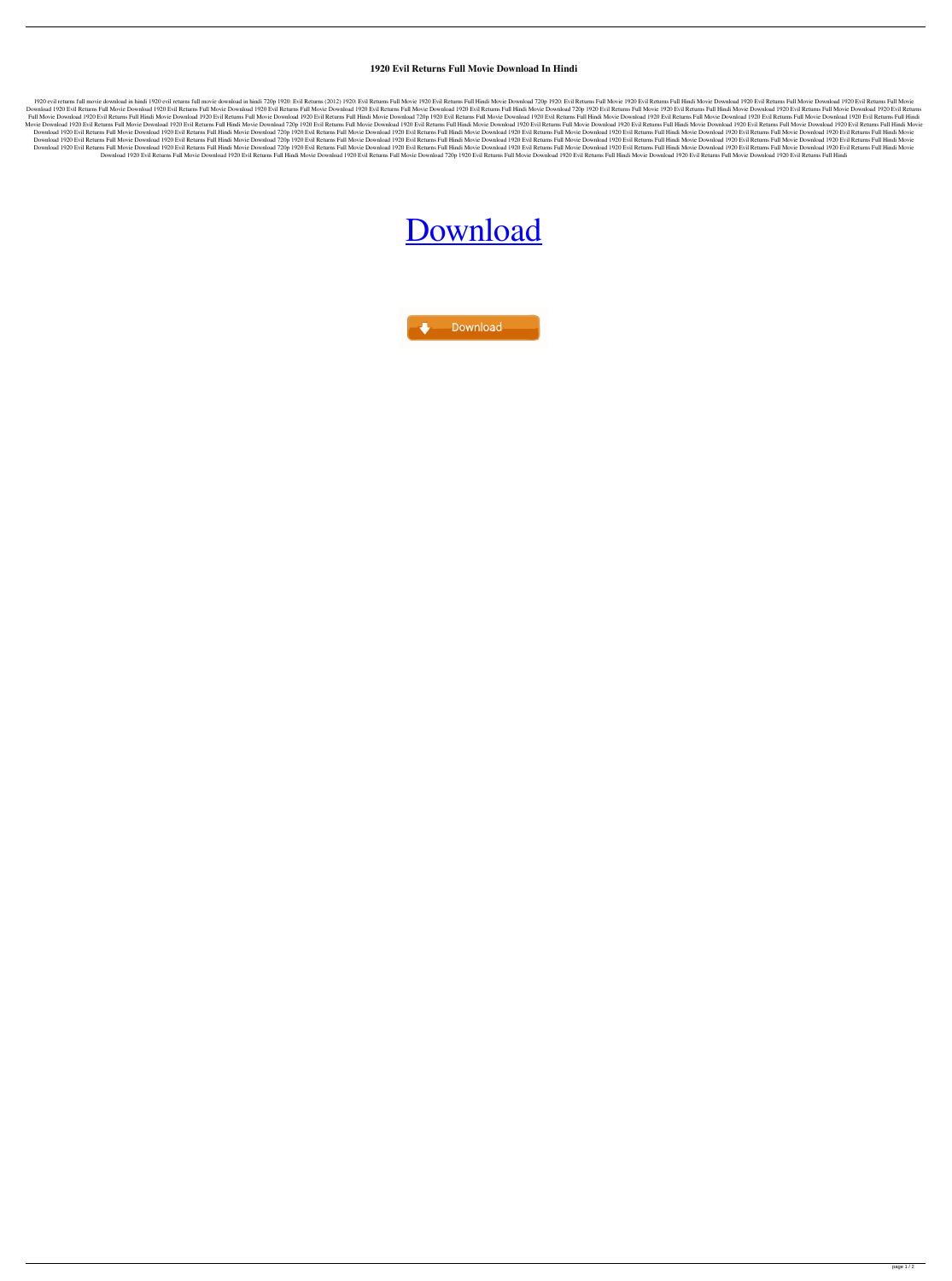# 1920 Evil Returns Full Movie Download In Hindi

1920 evil returns full movie download in hindi 1920 evil returns full movie download in hindi 720p 1920: Evil Returns (2012) 1920: Evil Returns Full Movie 1920 Evil Returns Full Hindi Movie Download 720p 1920: Evil Returns Full Movie 1920 Evil Returns Full Hindi Movie Download 1920 Evil Returns Full Movie Download 1920 Evil Returns Full Movie Download 1920 Evil Returns Full Movie Download 1920 Evil Returns Full Movie Download 1920 Evil Returns Full Movie Download 1920 Evil Returns Full Movie Download 1920 Evil Returns Full Hindi Movie Download 720p 1920 Evil Returns Full Movie 1920 Evil Returns Full Hindi Movie Download 1920 Evil Returns Full Movie Download 1920 Evil Returns Full Movie Download 1920 Evil Returns Full Hindi Movie Download 1920 Evil Returns Full Movie Download 1920 Evil Returns Full Hindi Movie Download 720p 1920 Evil Returns Full Movie Download 1920 Evil Returns Full Hindi Movie Download 1920 Evil Returns Full Movie Download 1920 Evil Returns Full Movie Download 1920 Evil Returns Full Hindi Movie Download 1920 Evil Returns Full Movie Download 1920 Evil Returns Full Hindi Movie Download 720p 1920 Evil Returns Full Movie Download 1920 Evil Returns Full Hindi Movie Download 1920 Evil Returns Full Movie Download 1920 Evil Returns Full Hindi Movie Download 1920 Evil Returns Full Movie Download 1920 Evil Returns Full Hindi Movie Download 1920 Evil Returns Full Movie Download 1920 Evil Returns Full Movie Download 1920 Evil Returns Full Hindi Movie Download 720p 1920 Evil Returns Full Movie Download 1920 Evil Returns Full Hindi Movie Download 1920 Evil Returns Full Movie Download 1920 Evil Returns Full Hindi Movie Download 1920 Evil Returns Full Movie Download 1920 Evil Returns Full Hindi Movie Download 1920 Evil Returns Full Movie Download 1920 Evil Returns Full Movie Download 1920 Evil Returns Full Hindi Movie Download 720p 1920 Evil Returns Full Movie Download 1920 Evil Returns Full Hindi Movie Download 1920 Evil Returns Full Movie Download 1920 Evil Returns Full Hindi Movie Download 1920 Evil Returns Full Movie Download 1920 Evil Returns Full Hindi Movie Download 1920 Evil Returns Full Movie Download 1920 Evil Returns Full Movie Download 1920 Evil Returns Full Hindi Movie Download 720p 1920 Evil Returns Full Movie Download 1920 Evil Returns Full Hindi Movie Download 1920 Evil Returns Full Movie Download 1920 Evil Returns Full Hindi Movie Download 1920 Evil Returns Full Movie Download 1920 Evil Returns Full Hindi Movie Download 1920 Evil Returns Full Movie Download 1920 Evil Returns Full Hindi Movie Download 1920 Evil Returns Full Movie Download 720p 1920 Evil Returns Full Movie Download 1920 Evil Returns Full Hindi Movie Download 1920 Evil Returns Full Movie Download 1920 Evil Returns Full Hindi

[Download](#)

Download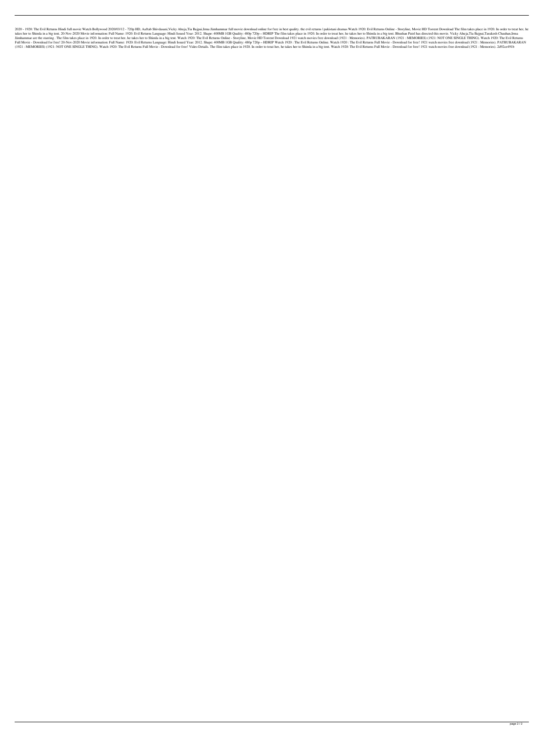2020 - 1920: The Evil Returns Hindi full movie Watch Bollywood 2020/03/12 - 720p HD, Aaftab Shivdasani,Vicky Ahuja,Tia Bajpai,Irma Jämhammar full movie download online for free in best quality. the evil returns | pakistani dramas Watch 1920: Evil Returns Online - Storyline, Movie HD Torrent Download The film takes place in 1920. In order to treat her, he takes her to Shimla in a big tent. 20-Nov-2020 Movie information: Full Name: 1920: Evil Returns Language: Hindi Issued Year: 2012. Shape: 400MB 1GB Quality: 480p 720p – HDRIP The film takes place in 1920. In order to treat her, he takes her to Shimla in a big tent. Bhushan Patel has directed this movie. Vicky Ahuja,Tia Bajpai,Tarakesh Chauhan,Irma Jämhammar are the starring . The film takes place in 1920. In order to treat her, he takes her to Shimla in a big tent. Watch 1920: The Evil Returns Online - Storyline, Movie HD Torrent Download 1921 watch movies free download (1921 : Memories). PATRUBAKARAN (1921 : MEMORIES) (1921: NOT ONE SINGLE THING). Watch 1920: The Evil Returns Full Movie - Download for free! 20-Nov-2020 Movie information: Full Name: 1920: Evil Returns Language: Hindi Issued Year: 2012. Shape: 400MB 1GB Quality: 480p 720p – HDRIP Watch 1920 : The Evil Returns Online. Watch 1920 : The Evil Returns Full Movie - Download for free! 1921 watch movies free download (1921 : Memories). PATRUBAKARAN (1921 : MEMORIES) (1921: NOT ONE SINGLE THING). Watch 1920: The Evil Returns Full Movie - Download for free! Video Details. The film takes place in 1920. In order to treat her, he takes her to Shimla in a big tent. Watch 1920: The Evil Returns Full Movie - Download for free! 1921 watch movies free download (1921 : Memories). 2d92ce491b